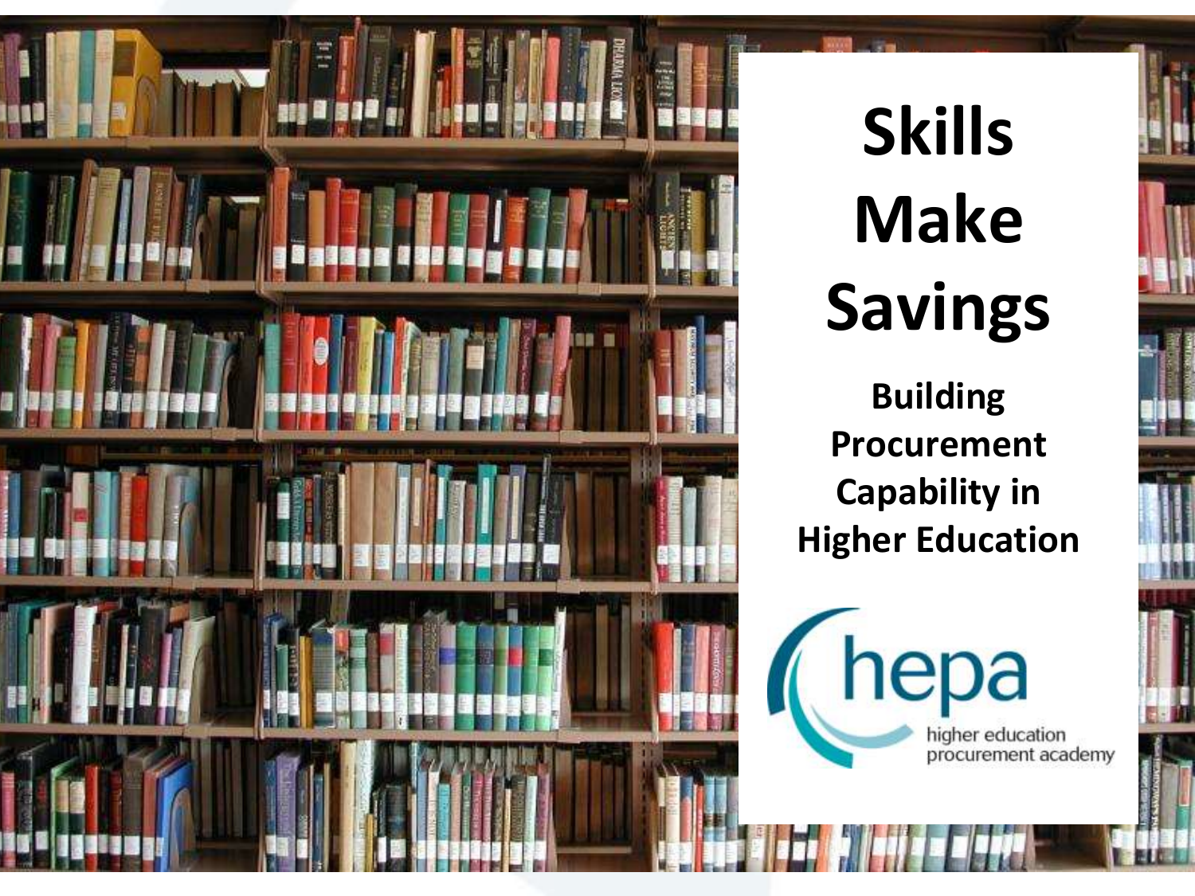# Skills Make Savings

## Building Procurement Capability in Higher Education

hepa

higher education procurement academy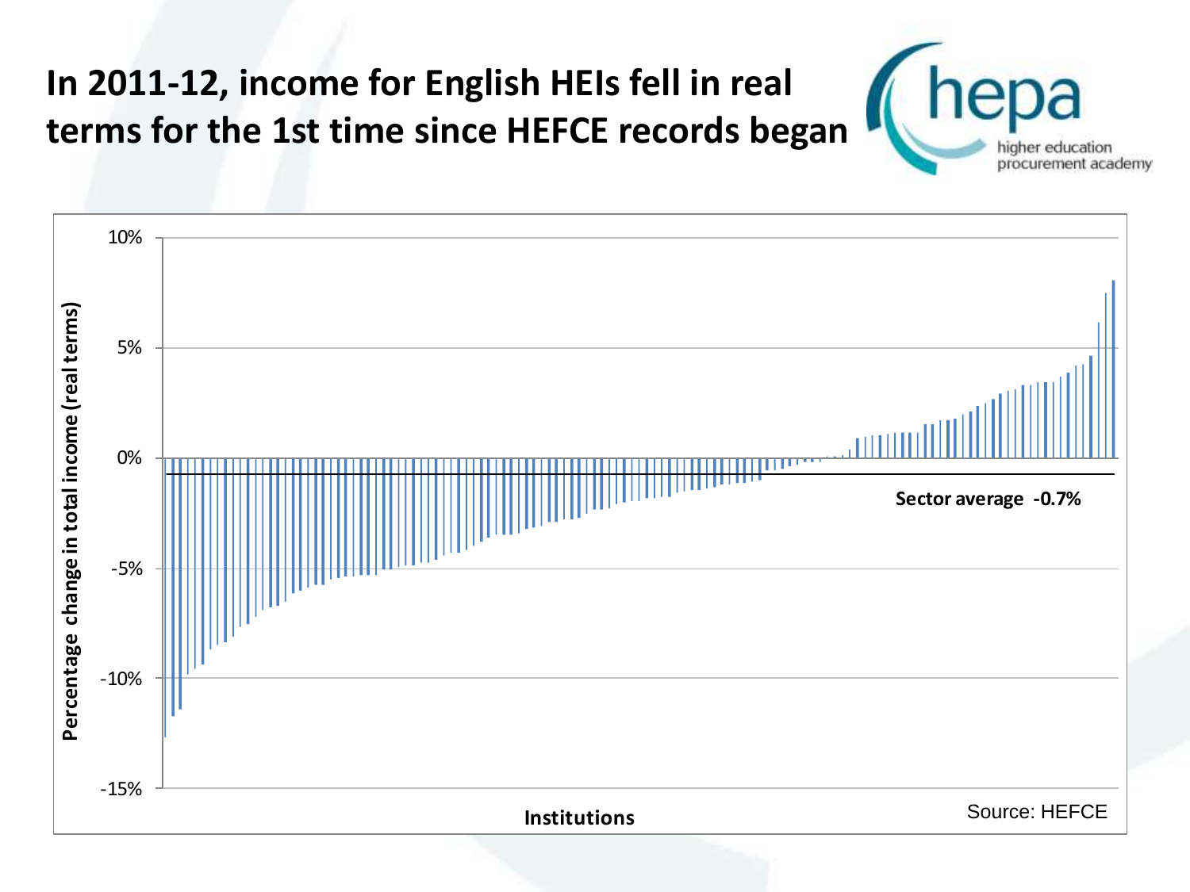# In 2011-12, income for English HEIs fell in real terms for the 1st time since HEFCE records began

hepa — higher education procurement academy

Percentage change in total income (real terms)

10%
5%
0%
-5%
-10%
-15%

**Sector average -0.7%**

**Institutions**

Source: HEFCE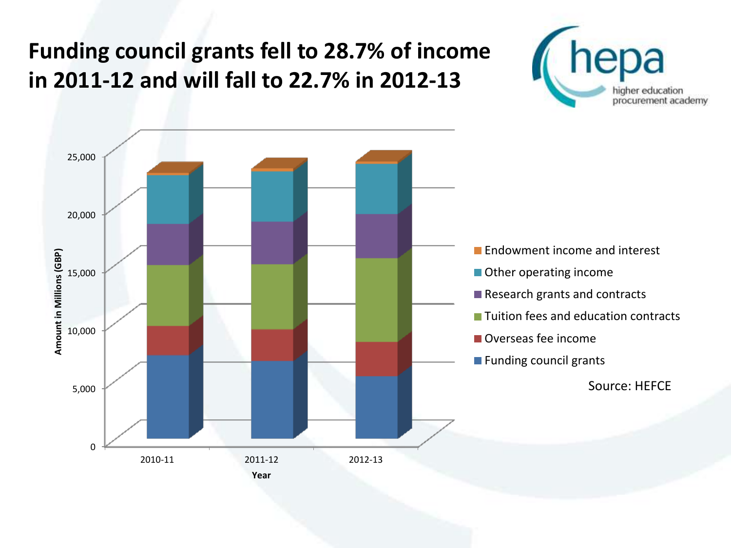# Funding council grants fell to 28.7% of income in 2011-12 and will fall to 22.7% in 2012-13

hepa
higher education procurement academy

Amount in Millions (GBP)

25,000
20,000
15,000
10,000
5,000
0

2010-11 2011-12 2012-13

Year

- Endowment income and interest
- Other operating income
- Research grants and contracts
- Tuition fees and education contracts
- Overseas fee income
- Funding council grants

Source: HEFCE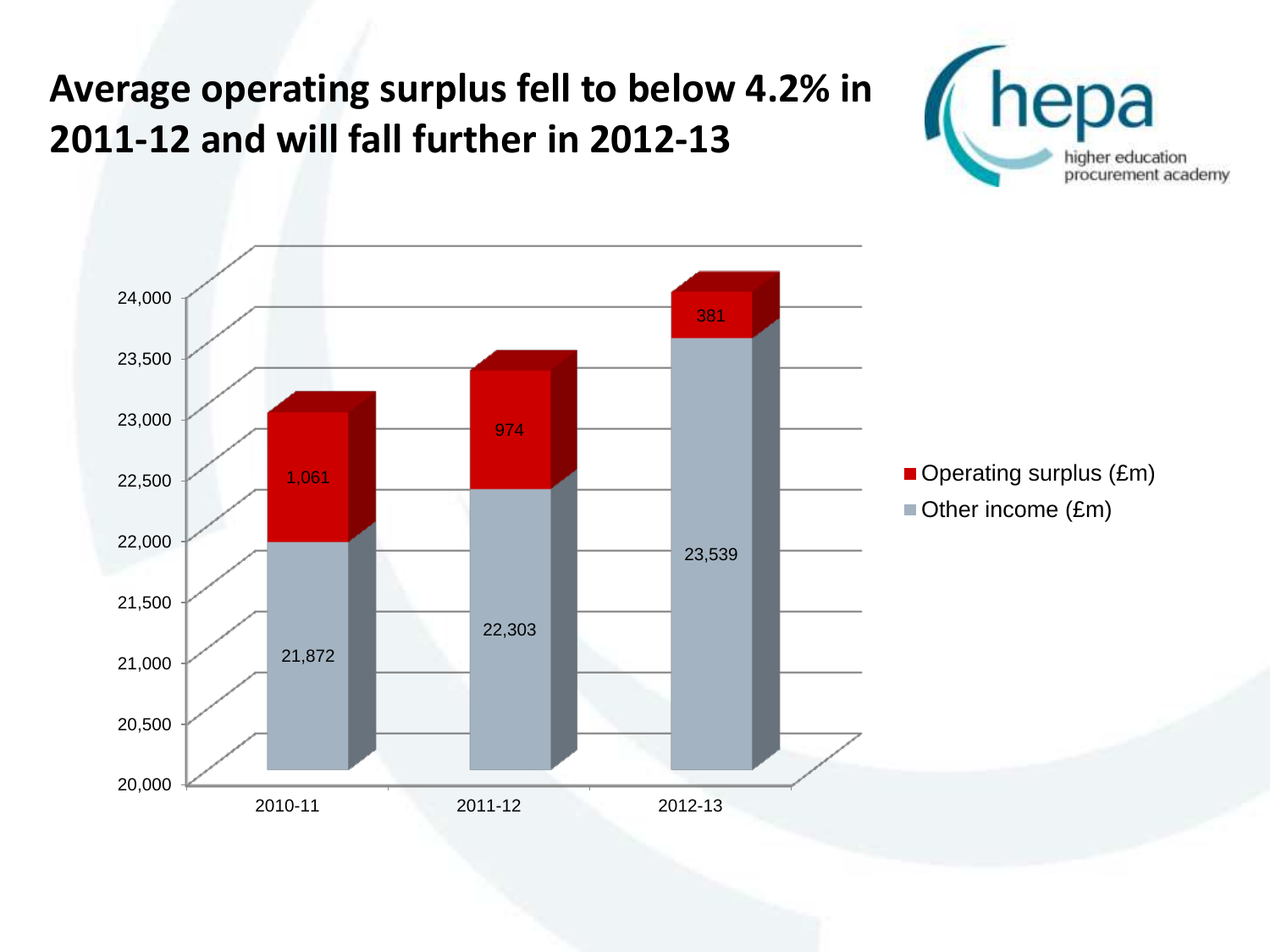# Average operating surplus fell to below 4.2% in 2011-12 and will fall further in 2012-13

hepa
higher education procurement academy

| | 2010-11 | 2011-12 | 2012-13 |
|---|---|---|---|
| Operating surplus (£m) | 1,061 | 974 | 381 |
| Other income (£m) | 21,872 | 22,303 | 23,539 |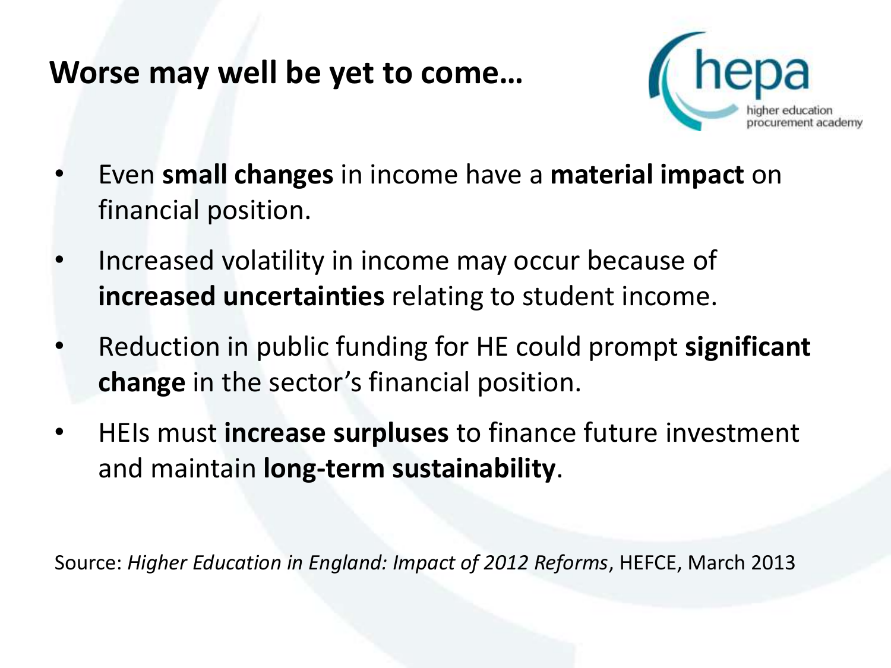## Worse may well be yet to come…

- Even **small changes** in income have a **material impact** on financial position.
- Increased volatility in income may occur because of **increased uncertainties** relating to student income.
- Reduction in public funding for HE could prompt **significant change** in the sector's financial position.
- HEIs must **increase surpluses** to finance future investment and maintain **long-term sustainability**.

Source: *Higher Education in England: Impact of 2012 Reforms*, HEFCE, March 2013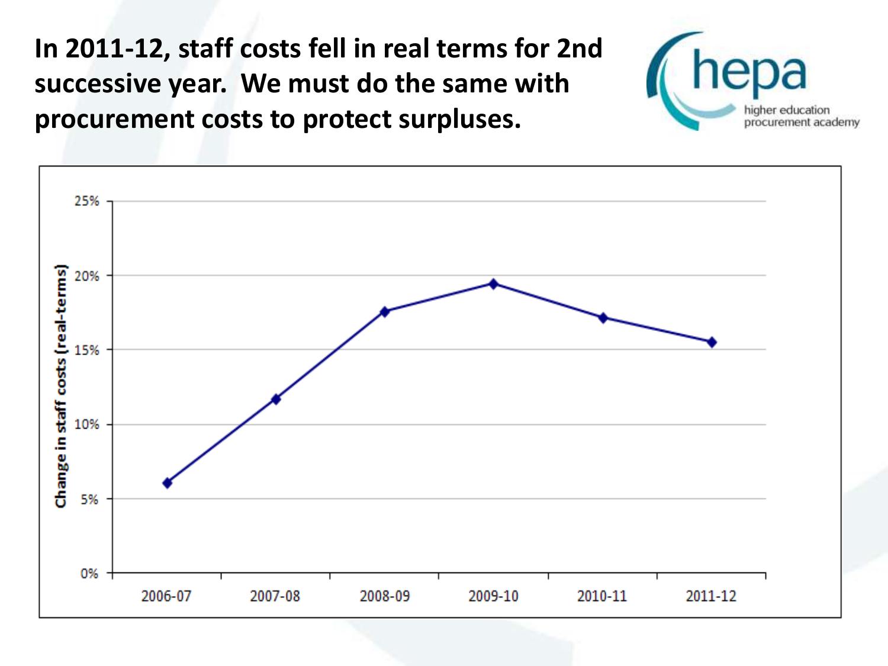# In 2011-12, staff costs fell in real terms for 2nd successive year. We must do the same with procurement costs to protect surpluses.

hepa
higher education procurement academy

Change in staff costs (real-terms)

25%
20%
15%
10%
5%
0%

2006-07 2007-08 2008-09 2009-10 2010-11 2011-12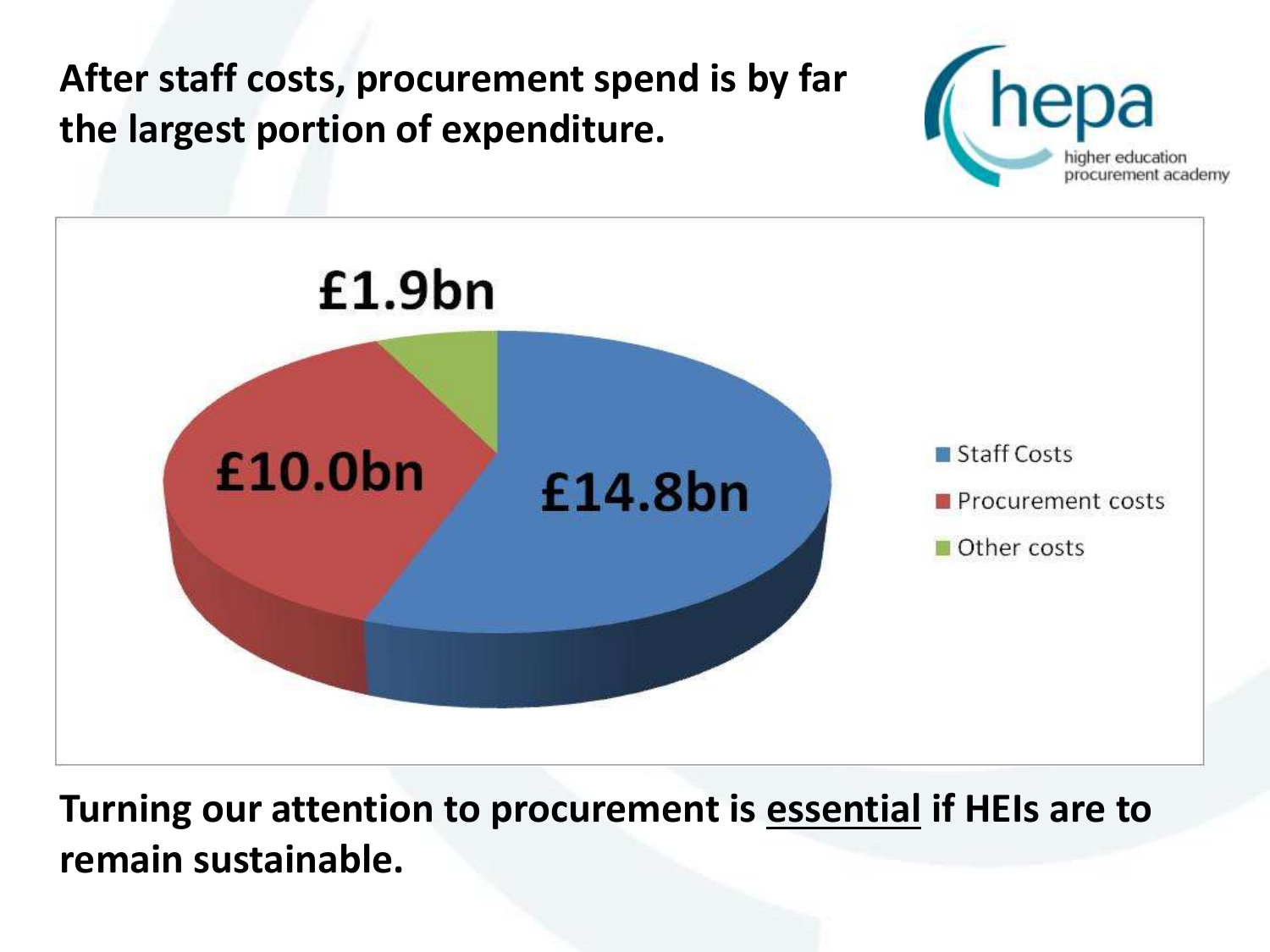**After staff costs, procurement spend is by far the largest portion of expenditure.**

hepa
higher education
procurement academy

£1.9bn

£10.0bn

£14.8bn

- Staff Costs
- Procurement costs
- Other costs

**Turning our attention to procurement is <u>essential</u> if HEIs are to remain sustainable.**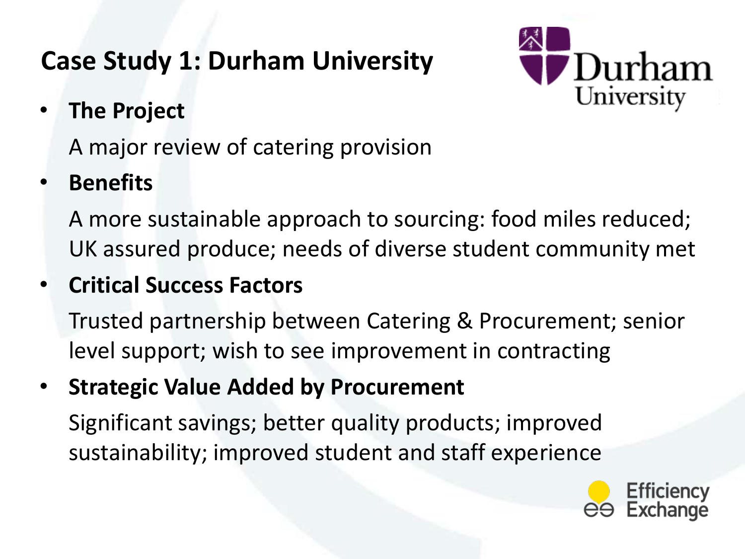## Case Study 1: Durham University

- **The Project**

  A major review of catering provision

- **Benefits**

  A more sustainable approach to sourcing: food miles reduced; UK assured produce; needs of diverse student community met

- **Critical Success Factors**

  Trusted partnership between Catering & Procurement; senior level support; wish to see improvement in contracting

- **Strategic Value Added by Procurement**

  Significant savings; better quality products; improved sustainability; improved student and staff experience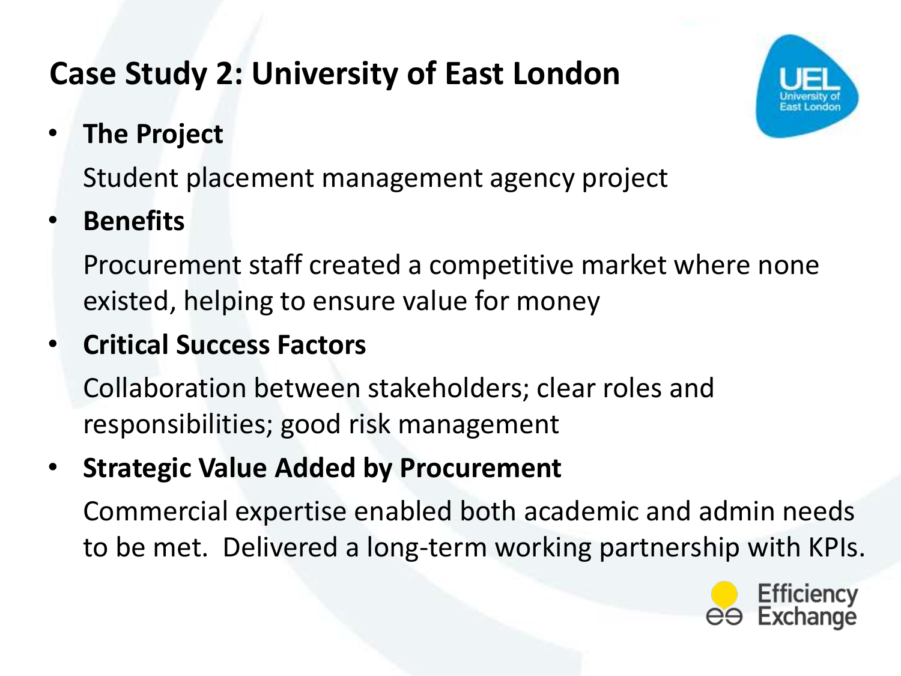# Case Study 2: University of East London

- **The Project**

  Student placement management agency project

- **Benefits**

  Procurement staff created a competitive market where none existed, helping to ensure value for money

- **Critical Success Factors**

  Collaboration between stakeholders; clear roles and responsibilities; good risk management

- **Strategic Value Added by Procurement**

  Commercial expertise enabled both academic and admin needs to be met. Delivered a long-term working partnership with KPIs.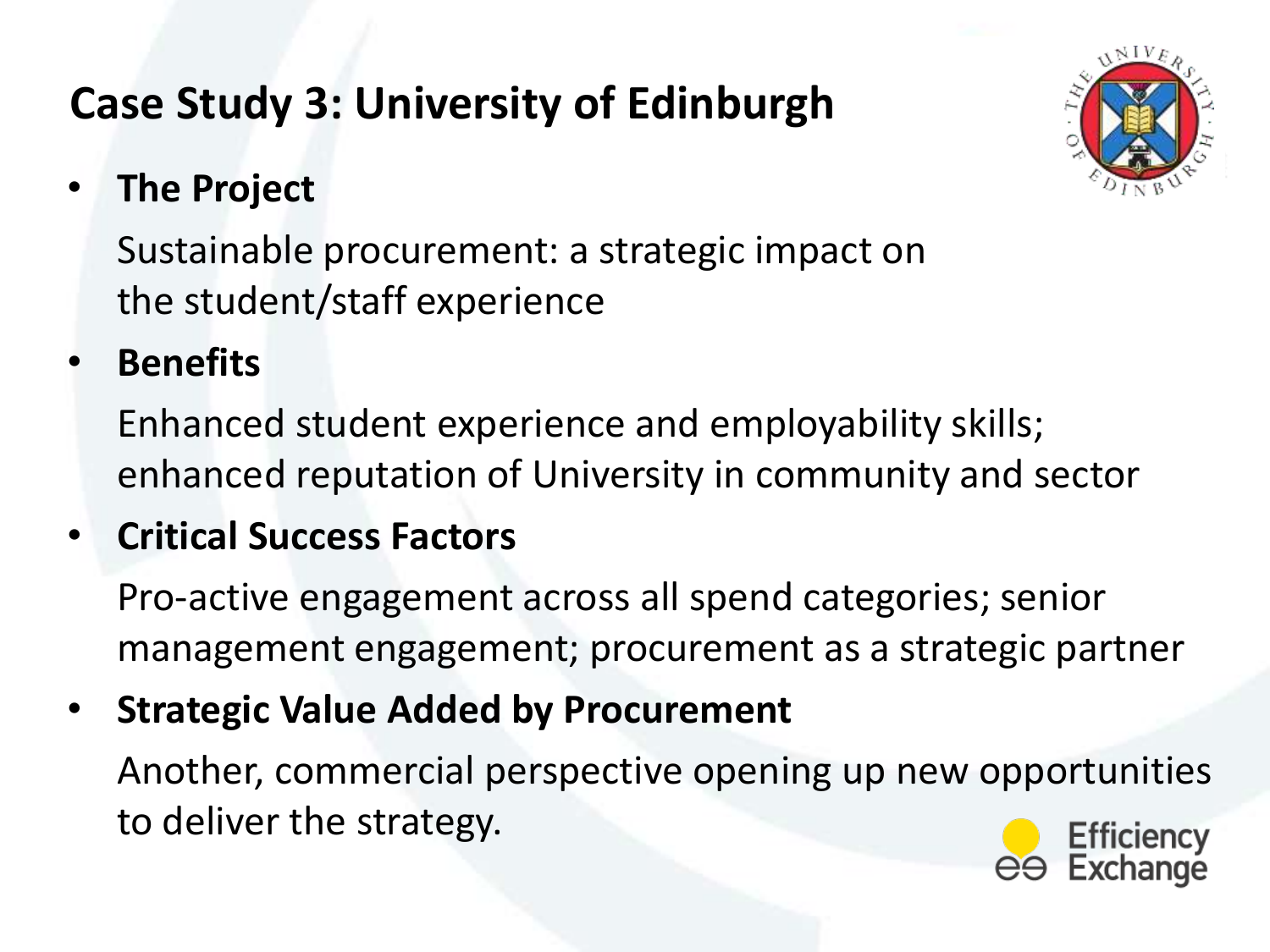# Case Study 3: University of Edinburgh

- **The Project**

  Sustainable procurement: a strategic impact on the student/staff experience

- **Benefits**

  Enhanced student experience and employability skills; enhanced reputation of University in community and sector

- **Critical Success Factors**

  Pro-active engagement across all spend categories; senior management engagement; procurement as a strategic partner

- **Strategic Value Added by Procurement**

  Another, commercial perspective opening up new opportunities to deliver the strategy.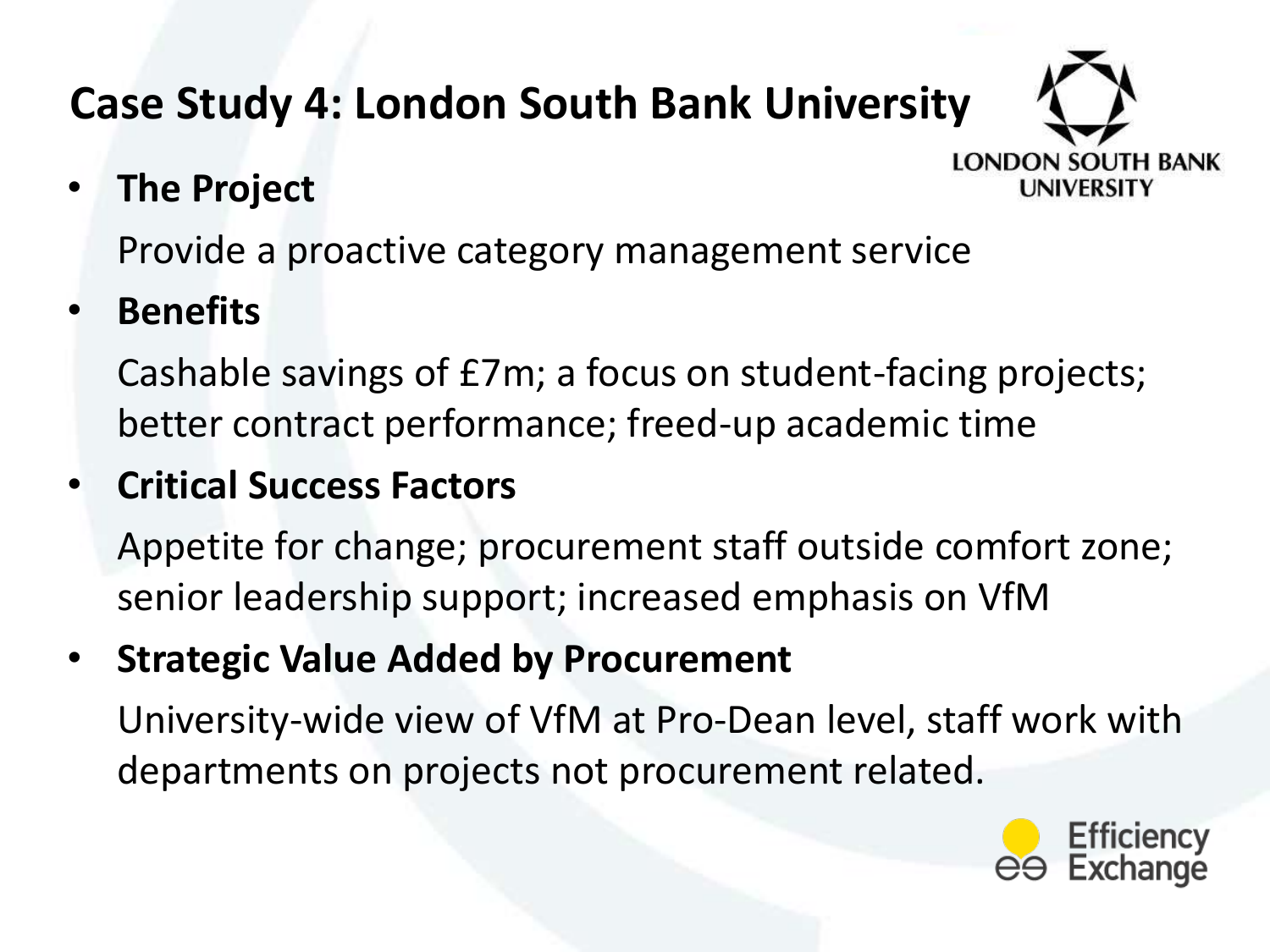# Case Study 4: London South Bank University

- **The Project**

  Provide a proactive category management service

- **Benefits**

  Cashable savings of £7m; a focus on student-facing projects; better contract performance; freed-up academic time

- **Critical Success Factors**

  Appetite for change; procurement staff outside comfort zone; senior leadership support; increased emphasis on VfM

- **Strategic Value Added by Procurement**

  University-wide view of VfM at Pro-Dean level, staff work with departments on projects not procurement related.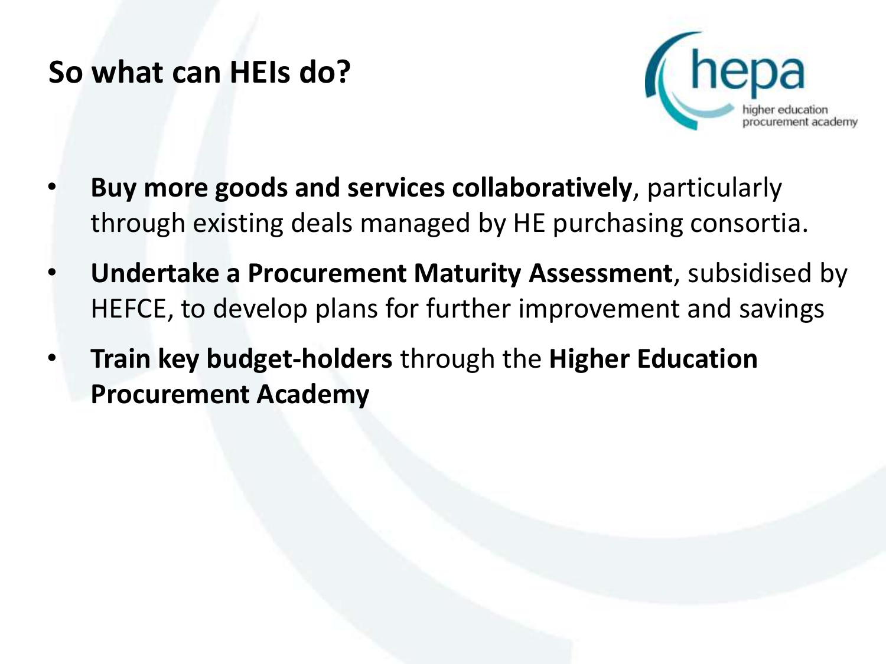## So what can HEIs do?

- **Buy more goods and services collaboratively**, particularly through existing deals managed by HE purchasing consortia.
- **Undertake a Procurement Maturity Assessment**, subsidised by HEFCE, to develop plans for further improvement and savings
- **Train key budget-holders** through the **Higher Education Procurement Academy**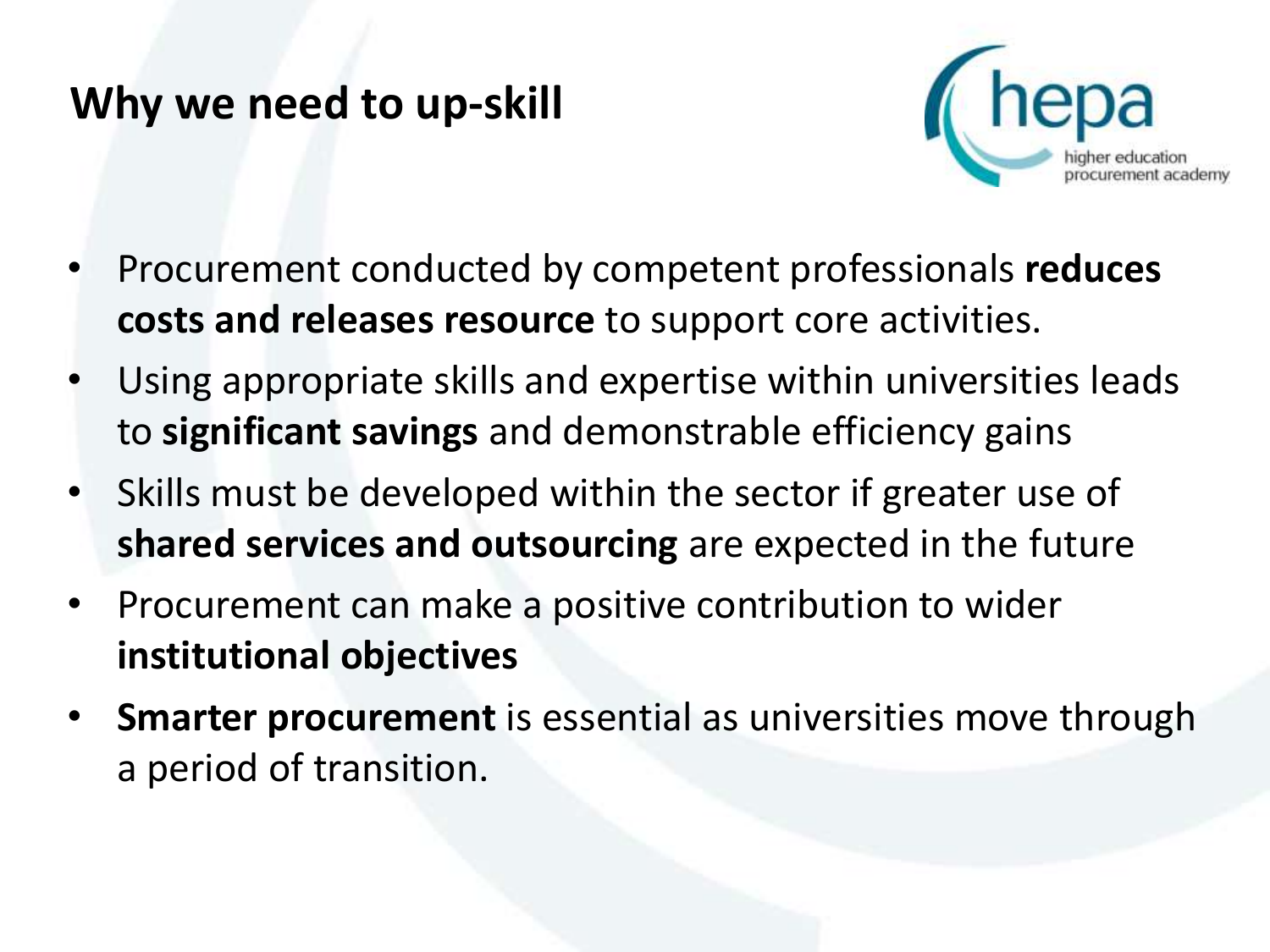# Why we need to up-skill

- Procurement conducted by competent professionals **reduces costs and releases resource** to support core activities.
- Using appropriate skills and expertise within universities leads to **significant savings** and demonstrable efficiency gains
- Skills must be developed within the sector if greater use of **shared services and outsourcing** are expected in the future
- Procurement can make a positive contribution to wider **institutional objectives**
- **Smarter procurement** is essential as universities move through a period of transition.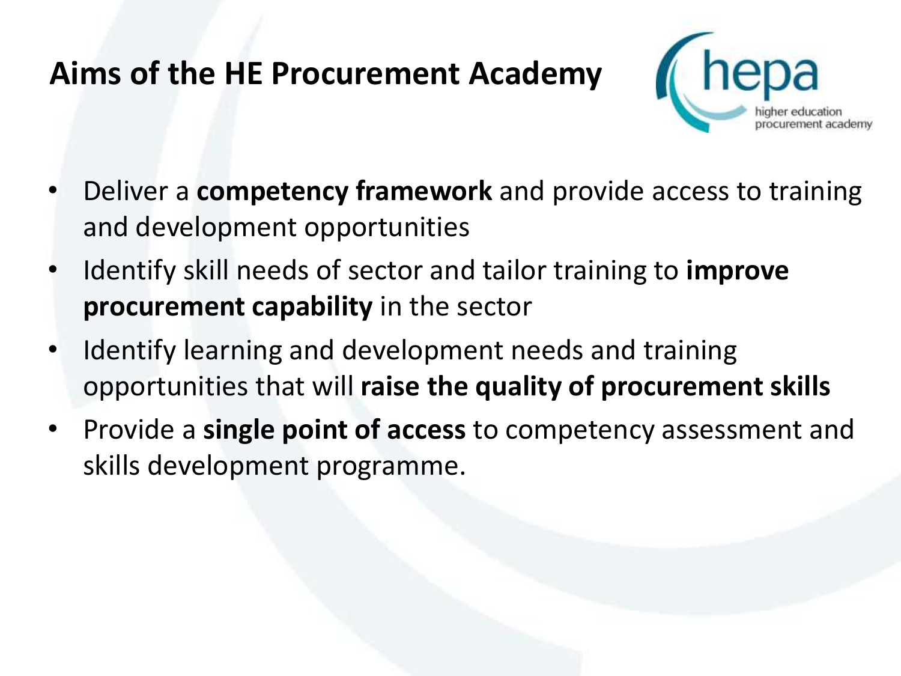# Aims of the HE Procurement Academy

hepa
higher education procurement academy

- Deliver a **competency framework** and provide access to training and development opportunities
- Identify skill needs of sector and tailor training to **improve procurement capability** in the sector
- Identify learning and development needs and training opportunities that will **raise the quality of procurement skills**
- Provide a **single point of access** to competency assessment and skills development programme.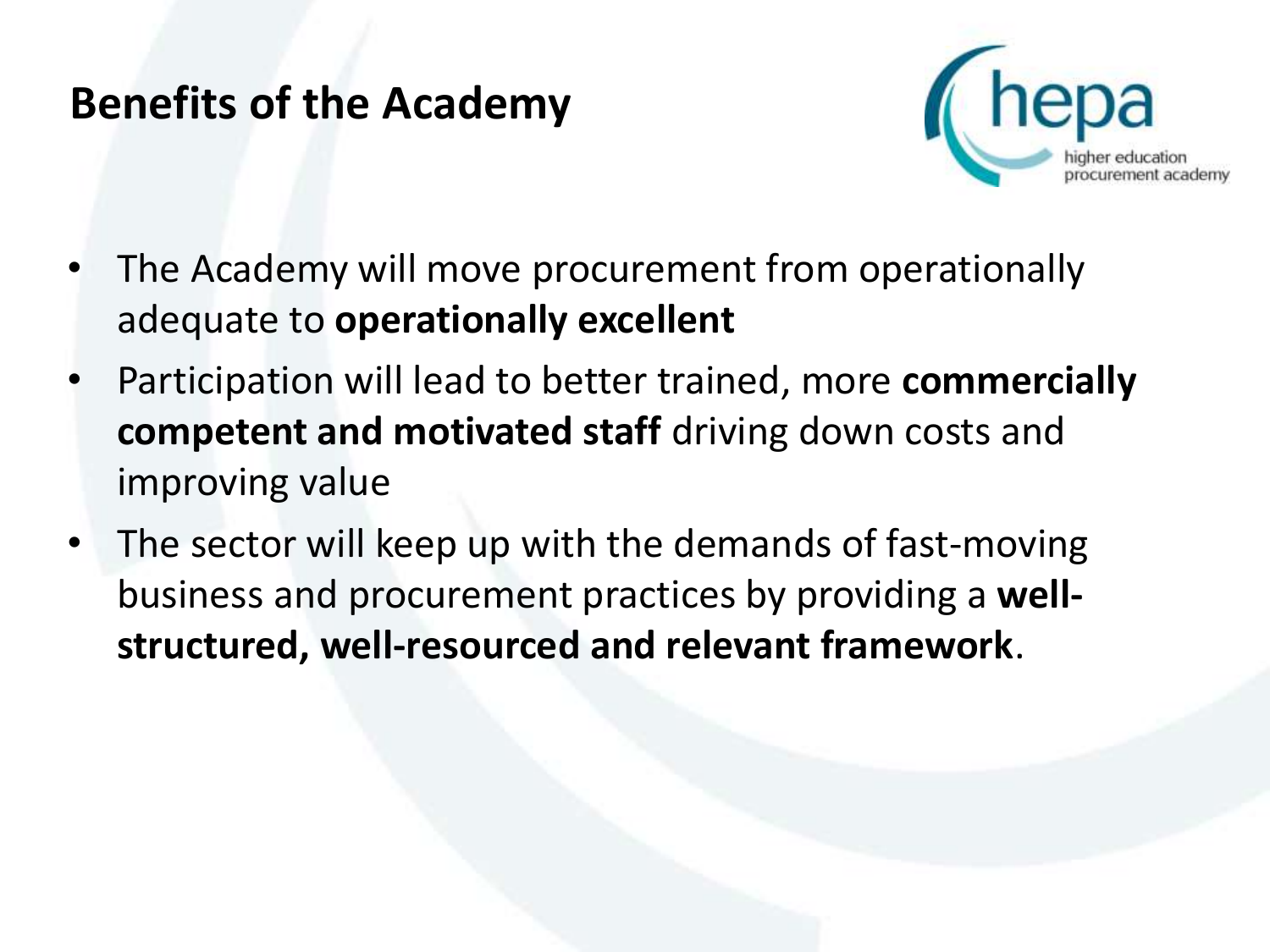## Benefits of the Academy

hepa higher education procurement academy

- The Academy will move procurement from operationally adequate to **operationally excellent**
- Participation will lead to better trained, more **commercially competent and motivated staff** driving down costs and improving value
- The sector will keep up with the demands of fast-moving business and procurement practices by providing a **well-structured, well-resourced and relevant framework**.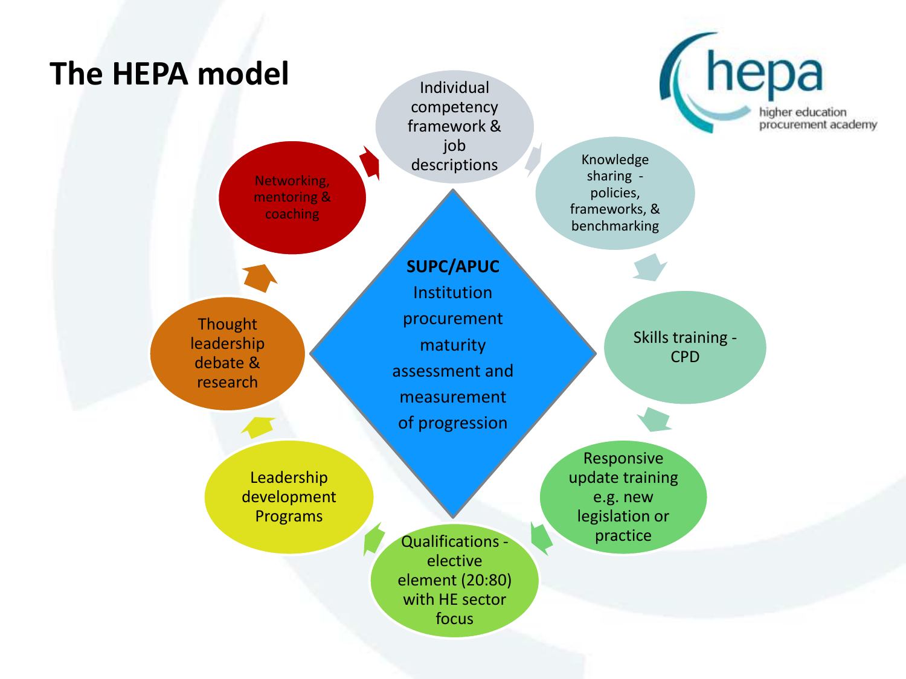# The HEPA model

hepa
higher education procurement academy

**SUPC/APUC**

Institution procurement maturity assessment and measurement of progression

- Individual competency framework & job descriptions
- Knowledge sharing - policies, frameworks, & benchmarking
- Skills training - CPD
- Responsive update training e.g. new legislation or practice
- Qualifications - elective element (20:80) with HE sector focus
- Leadership development Programs
- Thought leadership debate & research
- Networking, mentoring & coaching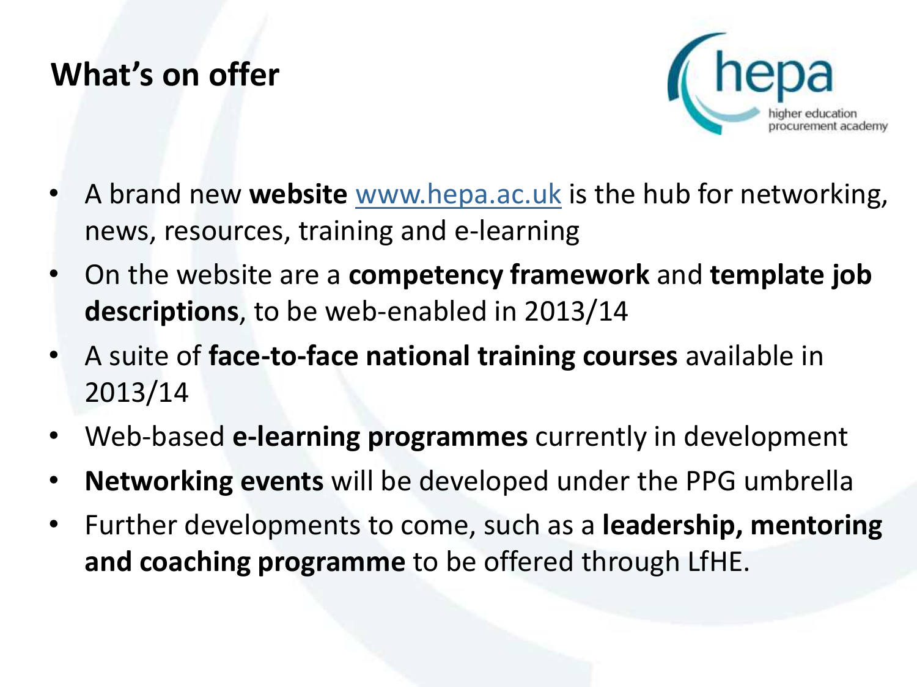## What's on offer

hepa
higher education procurement academy

- A brand new **website** [www.hepa.ac.uk](http://www.hepa.ac.uk) is the hub for networking, news, resources, training and e-learning
- On the website are a **competency framework** and **template job descriptions**, to be web-enabled in 2013/14
- A suite of **face-to-face national training courses** available in 2013/14
- Web-based **e-learning programmes** currently in development
- **Networking events** will be developed under the PPG umbrella
- Further developments to come, such as a **leadership, mentoring and coaching programme** to be offered through LfHE.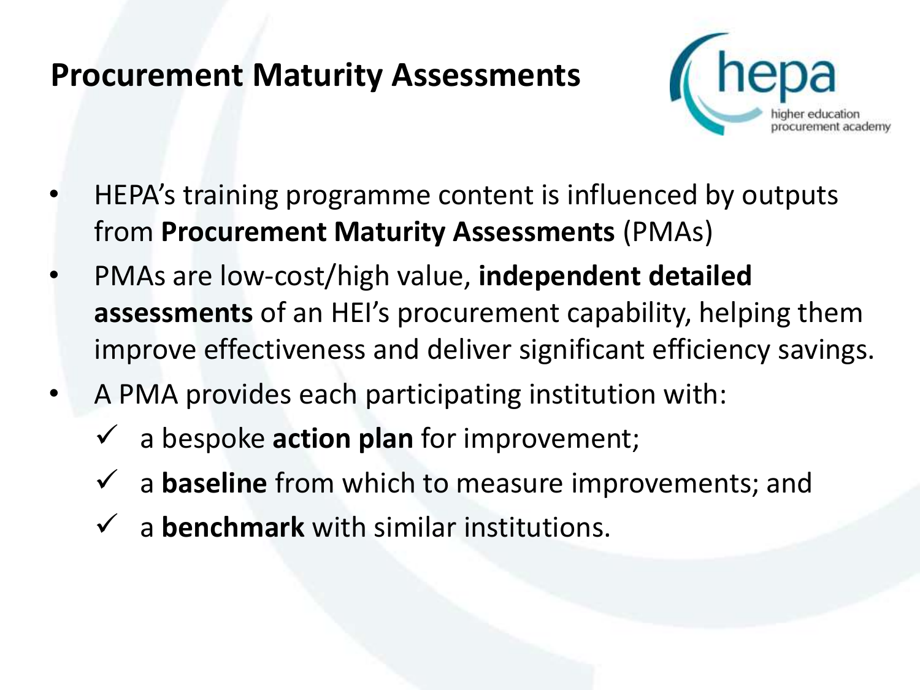# Procurement Maturity Assessments

- HEPA's training programme content is influenced by outputs from **Procurement Maturity Assessments** (PMAs)
- PMAs are low-cost/high value, **independent detailed assessments** of an HEI's procurement capability, helping them improve effectiveness and deliver significant efficiency savings.
- A PMA provides each participating institution with:
  - ✓ a bespoke **action plan** for improvement;
  - ✓ a **baseline** from which to measure improvements; and
  - ✓ a **benchmark** with similar institutions.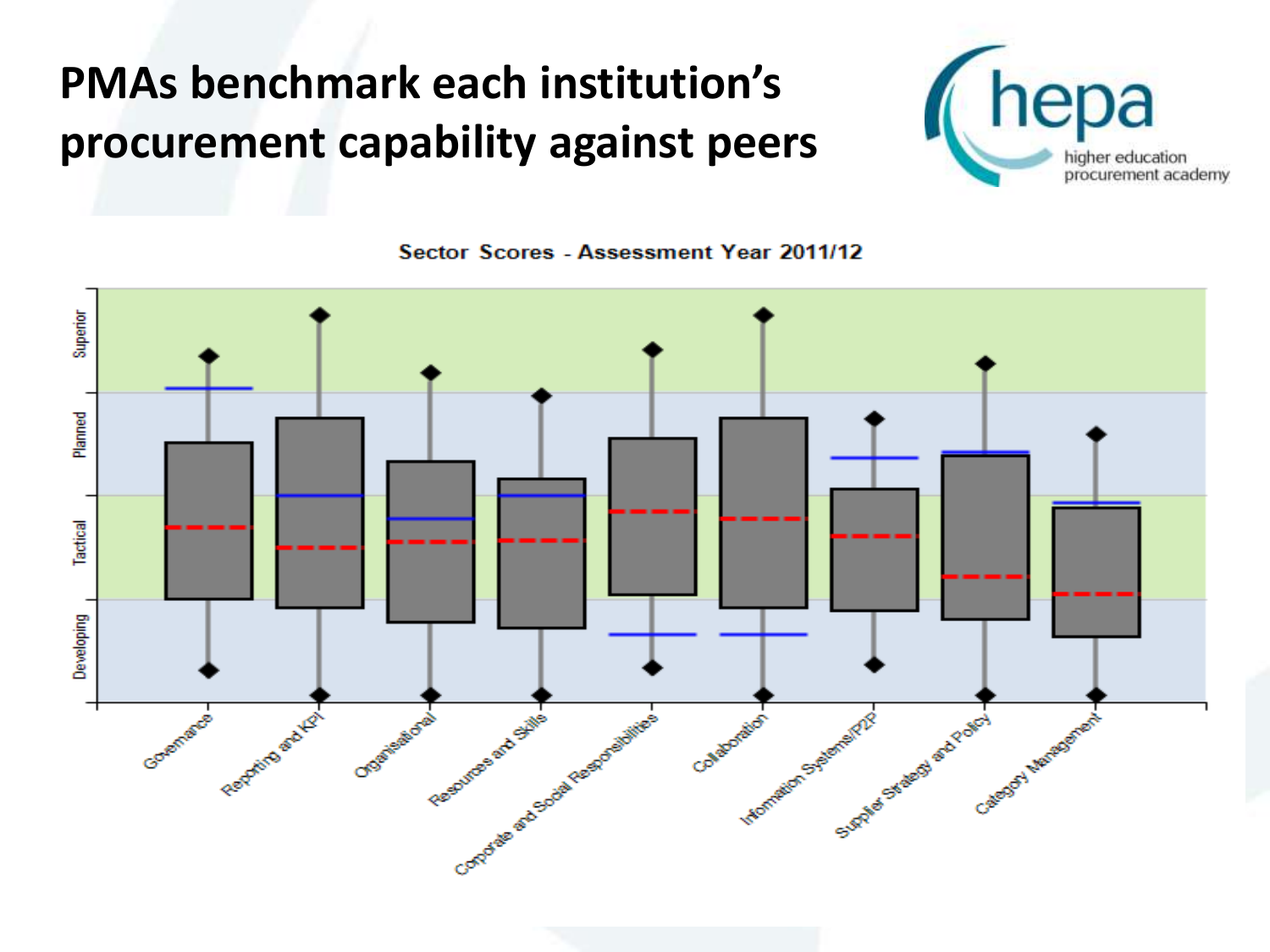# PMAs benchmark each institution's procurement capability against peers

hepa
higher education procurement academy

Sector Scores - Assessment Year 2011/12

Superior
Planned
Tactical
Developing

Governance
Reporting and KPI
Organisational
Resources and Skills
Corporate and Social Responsibilities
Collaboration
Information Systems/P2P
Supplier Strategy and Policy
Category Management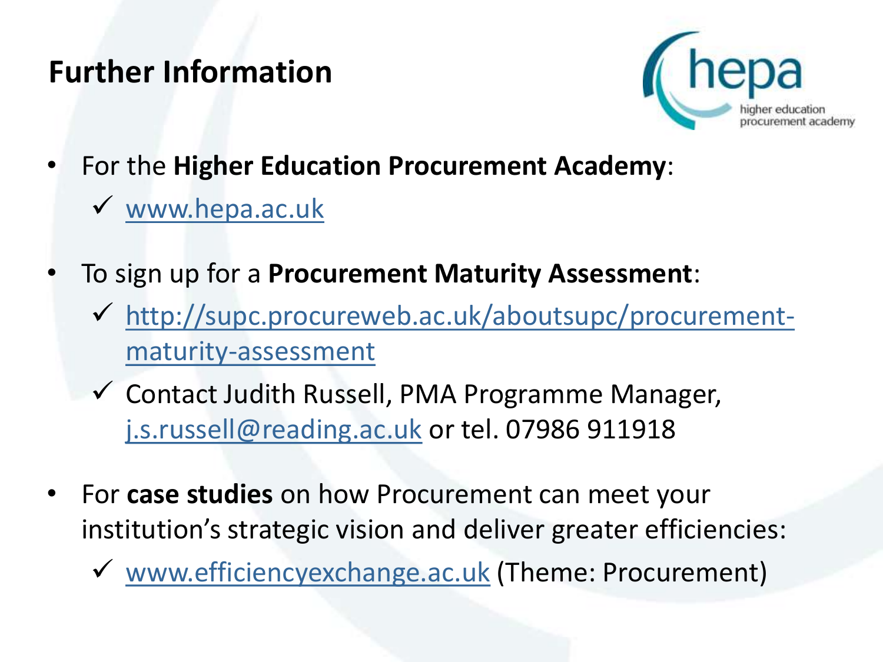# Further Information

- For the **Higher Education Procurement Academy**:
  - ✓ www.hepa.ac.uk
- To sign up for a **Procurement Maturity Assessment**:
  - ✓ http://supc.procureweb.ac.uk/aboutsupc/procurement-maturity-assessment
  - ✓ Contact Judith Russell, PMA Programme Manager, j.s.russell@reading.ac.uk or tel. 07986 911918
- For **case studies** on how Procurement can meet your institution's strategic vision and deliver greater efficiencies:
  - ✓ www.efficiencyexchange.ac.uk (Theme: Procurement)